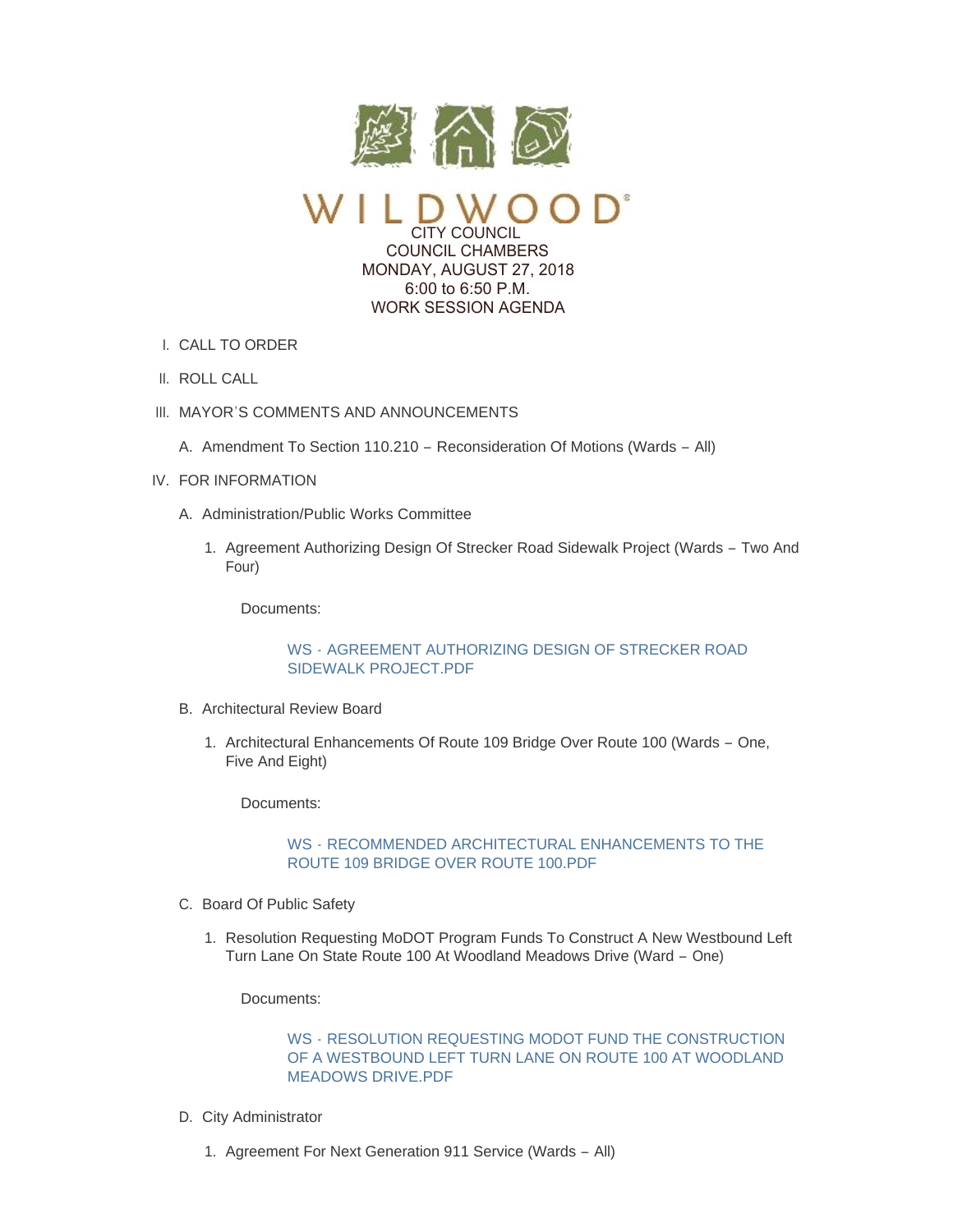# WILDWOOD

CITY COUNCIL
COUNCIL CHAMBERS
MONDAY, AUGUST 27, 2018
6:00 to 6:50 P.M.
WORK SESSION AGENDA

I. CALL TO ORDER

II. ROLL CALL

III. MAYOR'S COMMENTS AND ANNOUNCEMENTS

   A. Amendment To Section 110.210 – Reconsideration Of Motions (Wards – All)

IV. FOR INFORMATION

   A. Administration/Public Works Committee

      1. Agreement Authorizing Design Of Strecker Road Sidewalk Project (Wards – Two And Four)

         Documents:

         WS - AGREEMENT AUTHORIZING DESIGN OF STRECKER ROAD SIDEWALK PROJECT.PDF

   B. Architectural Review Board

      1. Architectural Enhancements Of Route 109 Bridge Over Route 100 (Wards – One, Five And Eight)

         Documents:

         WS - RECOMMENDED ARCHITECTURAL ENHANCEMENTS TO THE ROUTE 109 BRIDGE OVER ROUTE 100.PDF

   C. Board Of Public Safety

      1. Resolution Requesting MoDOT Program Funds To Construct A New Westbound Left Turn Lane On State Route 100 At Woodland Meadows Drive (Ward – One)

         Documents:

         WS - RESOLUTION REQUESTING MODOT FUND THE CONSTRUCTION OF A WESTBOUND LEFT TURN LANE ON ROUTE 100 AT WOODLAND MEADOWS DRIVE.PDF

   D. City Administrator

      1. Agreement For Next Generation 911 Service (Wards – All)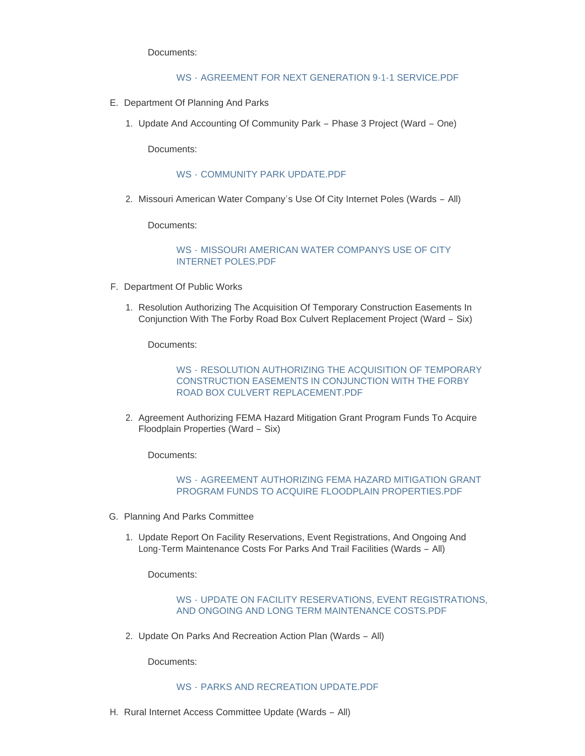Documents:

WS - AGREEMENT FOR NEXT GENERATION 9-1-1 SERVICE.PDF

E. Department Of Planning And Parks

    1. Update And Accounting Of Community Park – Phase 3 Project (Ward – One)

        Documents:

        WS - COMMUNITY PARK UPDATE.PDF

    2. Missouri American Water Company's Use Of City Internet Poles (Wards – All)

        Documents:

        WS - MISSOURI AMERICAN WATER COMPANYS USE OF CITY INTERNET POLES.PDF

F. Department Of Public Works

    1. Resolution Authorizing The Acquisition Of Temporary Construction Easements In Conjunction With The Forby Road Box Culvert Replacement Project (Ward – Six)

        Documents:

        WS - RESOLUTION AUTHORIZING THE ACQUISITION OF TEMPORARY CONSTRUCTION EASEMENTS IN CONJUNCTION WITH THE FORBY ROAD BOX CULVERT REPLACEMENT.PDF

    2. Agreement Authorizing FEMA Hazard Mitigation Grant Program Funds To Acquire Floodplain Properties (Ward – Six)

        Documents:

        WS - AGREEMENT AUTHORIZING FEMA HAZARD MITIGATION GRANT PROGRAM FUNDS TO ACQUIRE FLOODPLAIN PROPERTIES.PDF

G. Planning And Parks Committee

    1. Update Report On Facility Reservations, Event Registrations, And Ongoing And Long-Term Maintenance Costs For Parks And Trail Facilities (Wards – All)

        Documents:

        WS - UPDATE ON FACILITY RESERVATIONS, EVENT REGISTRATIONS, AND ONGOING AND LONG TERM MAINTENANCE COSTS.PDF

    2. Update On Parks And Recreation Action Plan (Wards – All)

        Documents:

        WS - PARKS AND RECREATION UPDATE.PDF

H. Rural Internet Access Committee Update (Wards – All)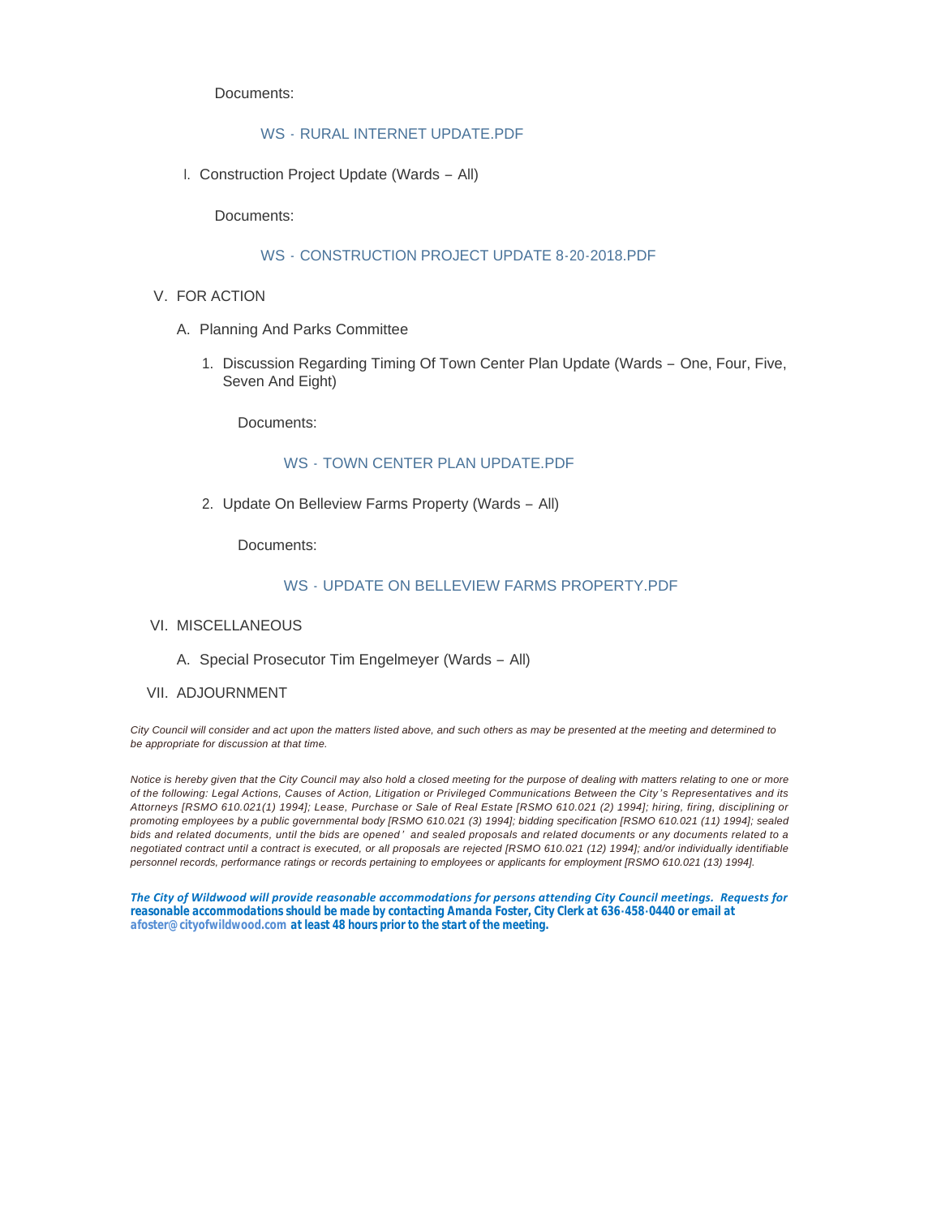Documents:

WS - RURAL INTERNET UPDATE.PDF

I. Construction Project Update (Wards – All)

Documents:

WS - CONSTRUCTION PROJECT UPDATE 8-20-2018.PDF

V. FOR ACTION

A. Planning And Parks Committee

1. Discussion Regarding Timing Of Town Center Plan Update (Wards – One, Four, Five, Seven And Eight)

Documents:

WS - TOWN CENTER PLAN UPDATE.PDF

2. Update On Belleview Farms Property (Wards – All)

Documents:

WS - UPDATE ON BELLEVIEW FARMS PROPERTY.PDF

VI. MISCELLANEOUS

A. Special Prosecutor Tim Engelmeyer (Wards – All)

VII. ADJOURNMENT

*City Council will consider and act upon the matters listed above, and such others as may be presented at the meeting and determined to be appropriate for discussion at that time.*

*Notice is hereby given that the City Council may also hold a closed meeting for the purpose of dealing with matters relating to one or more of the following: Legal Actions, Causes of Action, Litigation or Privileged Communications Between the City's Representatives and its Attorneys [RSMO 610.021(1) 1994]; Lease, Purchase or Sale of Real Estate [RSMO 610.021 (2) 1994]; hiring, firing, disciplining or promoting employees by a public governmental body [RSMO 610.021 (3) 1994]; bidding specification [RSMO 610.021 (11) 1994]; sealed bids and related documents, until the bids are opened' and sealed proposals and related documents or any documents related to a negotiated contract until a contract is executed, or all proposals are rejected [RSMO 610.021 (12) 1994]; and/or individually identifiable personnel records, performance ratings or records pertaining to employees or applicants for employment [RSMO 610.021 (13) 1994].*

***The City of Wildwood will provide reasonable accommodations for persons attending City Council meetings. Requests for*** **reasonable accommodations should be made by contacting Amanda Foster, City Clerk at 636-458-0440 or email at afoster@cityofwildwood.com at least 48 hours prior to the start of the meeting.**